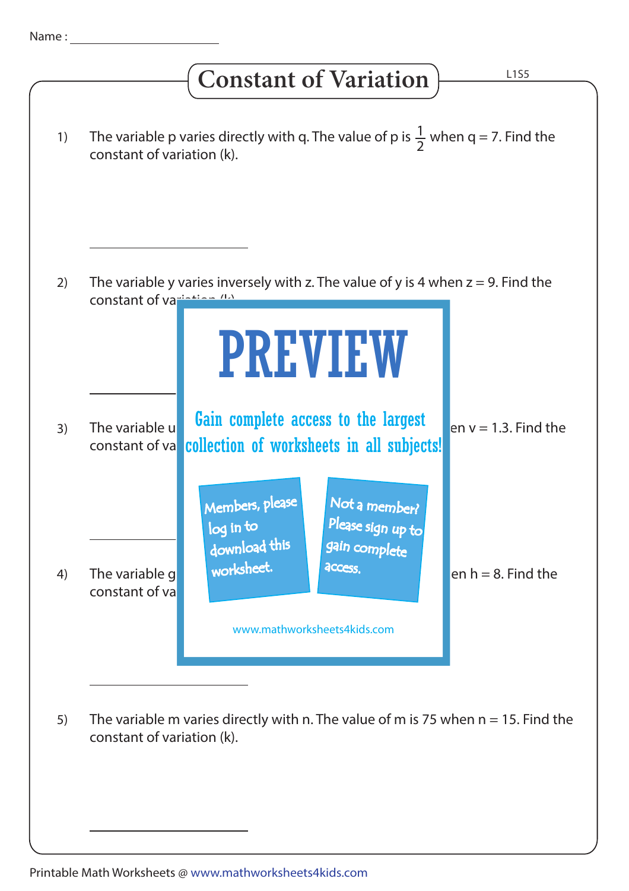Name : ______________________

# Constant of Variation

L1S5

1) The variable p varies directly with q. The value of p is $\frac{1}{2}$ when q = 7. Find the constant of variation (k).

______________________

2) The variable y varies inversely with z. The value of y is 4 when z = 9. Find the constant of va

______________________

# PREVIEW

Gain complete access to the largest collection of worksheets in all subjects!

Members, please log in to download this worksheet.

Not a member? Please sign up to gain complete access.

www.mathworksheets4kids.com

3) The variable u ... en v = 1.3. Find the constant of va

______________________

4) The variable g ... en h = 8. Find the constant of va

______________________

5) The variable m varies directly with n. The value of m is 75 when n = 15. Find the constant of variation (k).

______________________

Printable Math Worksheets @ www.mathworksheets4kids.com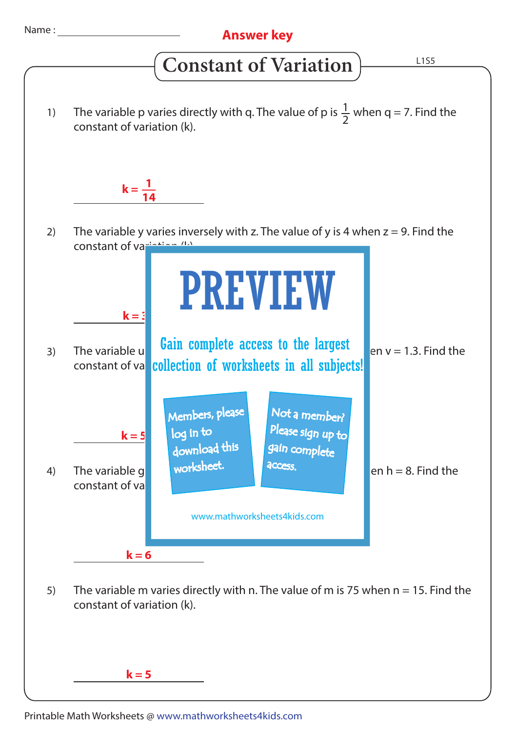Name : ______________________

**Answer key**

# Constant of Variation

L1S5

1) The variable p varies directly with q. The value of p is $\frac{1}{2}$ when q = 7. Find the constant of variation (k).

**$k = \frac{1}{14}$**

2) The variable y varies inversely with z. The value of y is 4 when z = 9. Find the constant of va

**k = 3**

3) The variable u en v = 1.3. Find the constant of va

**k = 5**

4) The variable g en h = 8. Find the constant of va

**k = 6**

5) The variable m varies directly with n. The value of m is 75 when n = 15. Find the constant of variation (k).

**k = 5**

PREVIEW

Gain complete access to the largest collection of worksheets in all subjects!

Members, please log in to download this worksheet.

Not a member? Please sign up to gain complete access.

www.mathworksheets4kids.com

Printable Math Worksheets @ www.mathworksheets4kids.com